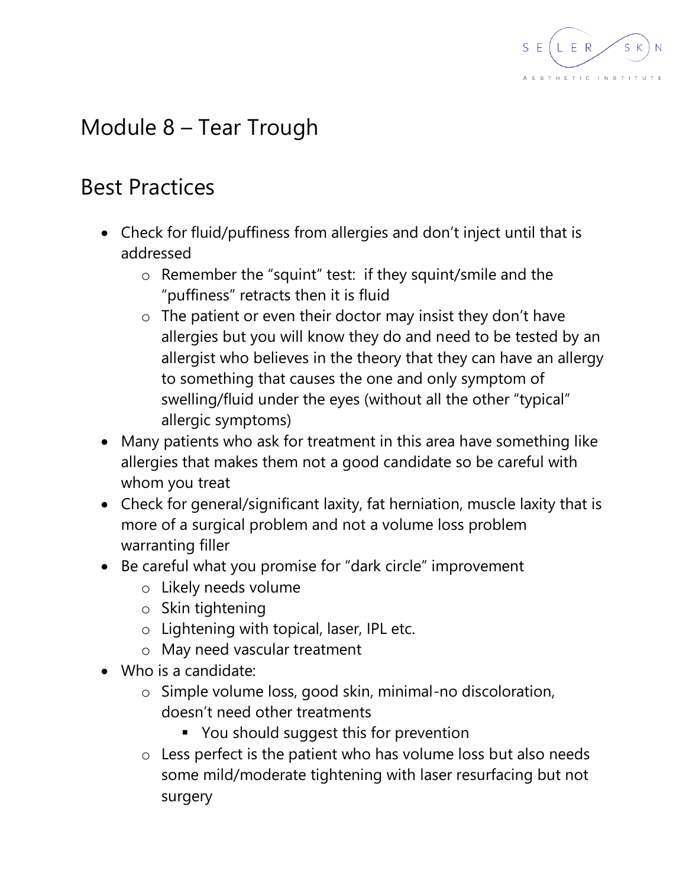# Module 8 – Tear Trough

## Best Practices

- Check for fluid/puffiness from allergies and don't inject until that is addressed
  - Remember the "squint" test: if they squint/smile and the "puffiness" retracts then it is fluid
  - The patient or even their doctor may insist they don't have allergies but you will know they do and need to be tested by an allergist who believes in the theory that they can have an allergy to something that causes the one and only symptom of swelling/fluid under the eyes (without all the other "typical" allergic symptoms)
- Many patients who ask for treatment in this area have something like allergies that makes them not a good candidate so be careful with whom you treat
- Check for general/significant laxity, fat herniation, muscle laxity that is more of a surgical problem and not a volume loss problem warranting filler
- Be careful what you promise for "dark circle" improvement
  - Likely needs volume
  - Skin tightening
  - Lightening with topical, laser, IPL etc.
  - May need vascular treatment
- Who is a candidate:
  - Simple volume loss, good skin, minimal-no discoloration, doesn't need other treatments
    - You should suggest this for prevention
  - Less perfect is the patient who has volume loss but also needs some mild/moderate tightening with laser resurfacing but not surgery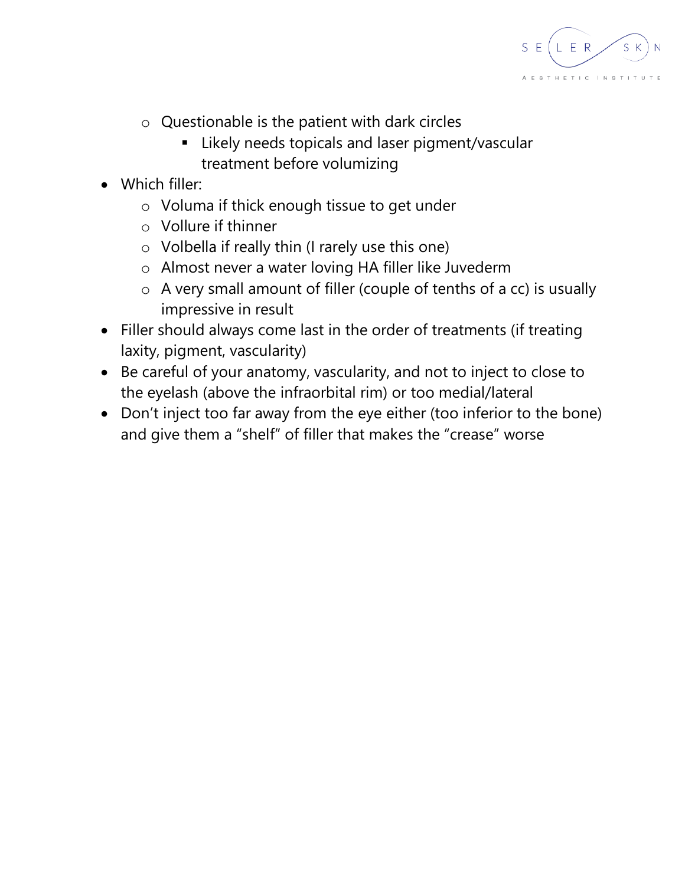- Questionable is the patient with dark circles
    - Likely needs topicals and laser pigment/vascular treatment before volumizing
- Which filler:
  - Voluma if thick enough tissue to get under
  - Vollure if thinner
  - Volbella if really thin (I rarely use this one)
  - Almost never a water loving HA filler like Juvederm
  - A very small amount of filler (couple of tenths of a cc) is usually impressive in result
- Filler should always come last in the order of treatments (if treating laxity, pigment, vascularity)
- Be careful of your anatomy, vascularity, and not to inject to close to the eyelash (above the infraorbital rim) or too medial/lateral
- Don't inject too far away from the eye either (too inferior to the bone) and give them a "shelf" of filler that makes the "crease" worse